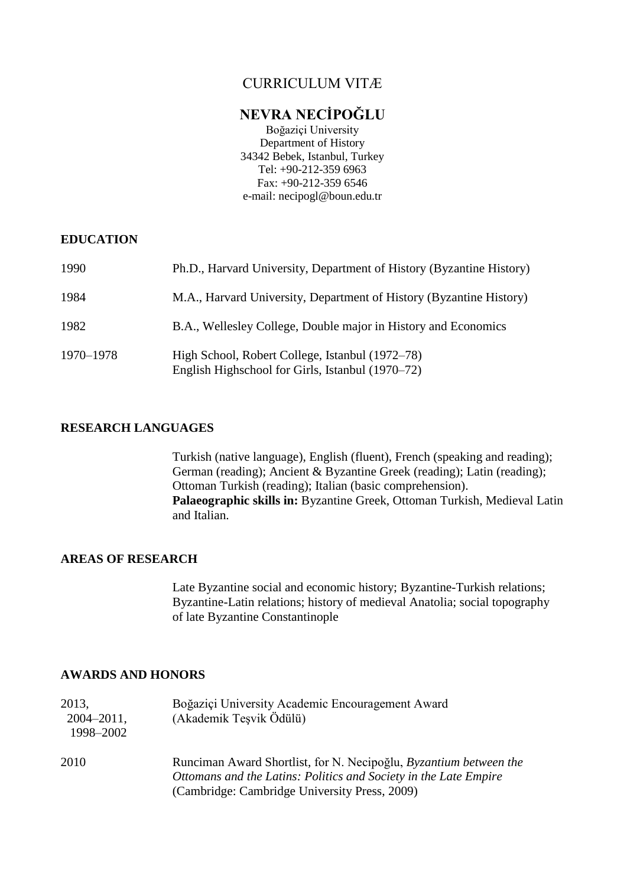# CURRICULUM VITÆ

## NEVRA NECİPOĞLU

Boğaziçi University
Department of History
34342 Bebek, Istanbul, Turkey
Tel: +90-212-359 6963
Fax: +90-212-359 6546
e-mail: necipogl@boun.edu.tr

### EDUCATION

| | |
|---|---|
| 1990 | Ph.D., Harvard University, Department of History (Byzantine History) |
| 1984 | M.A., Harvard University, Department of History (Byzantine History) |
| 1982 | B.A., Wellesley College, Double major in History and Economics |
| 1970–1978 | High School, Robert College, Istanbul (1972–78)<br>English Highschool for Girls, Istanbul (1970–72) |

### RESEARCH LANGUAGES

Turkish (native language), English (fluent), French (speaking and reading); German (reading); Ancient & Byzantine Greek (reading); Latin (reading); Ottoman Turkish (reading); Italian (basic comprehension).
**Palaeographic skills in:** Byzantine Greek, Ottoman Turkish, Medieval Latin and Italian.

### AREAS OF RESEARCH

Late Byzantine social and economic history; Byzantine-Turkish relations; Byzantine-Latin relations; history of medieval Anatolia; social topography of late Byzantine Constantinople

### AWARDS AND HONORS

| | |
|---|---|
| 2013, 2004–2011, 1998–2002 | Boğaziçi University Academic Encouragement Award (Akademik Teşvik Ödülü) |
| 2010 | Runciman Award Shortlist, for N. Necipoğlu, *Byzantium between the Ottomans and the Latins: Politics and Society in the Late Empire* (Cambridge: Cambridge University Press, 2009) |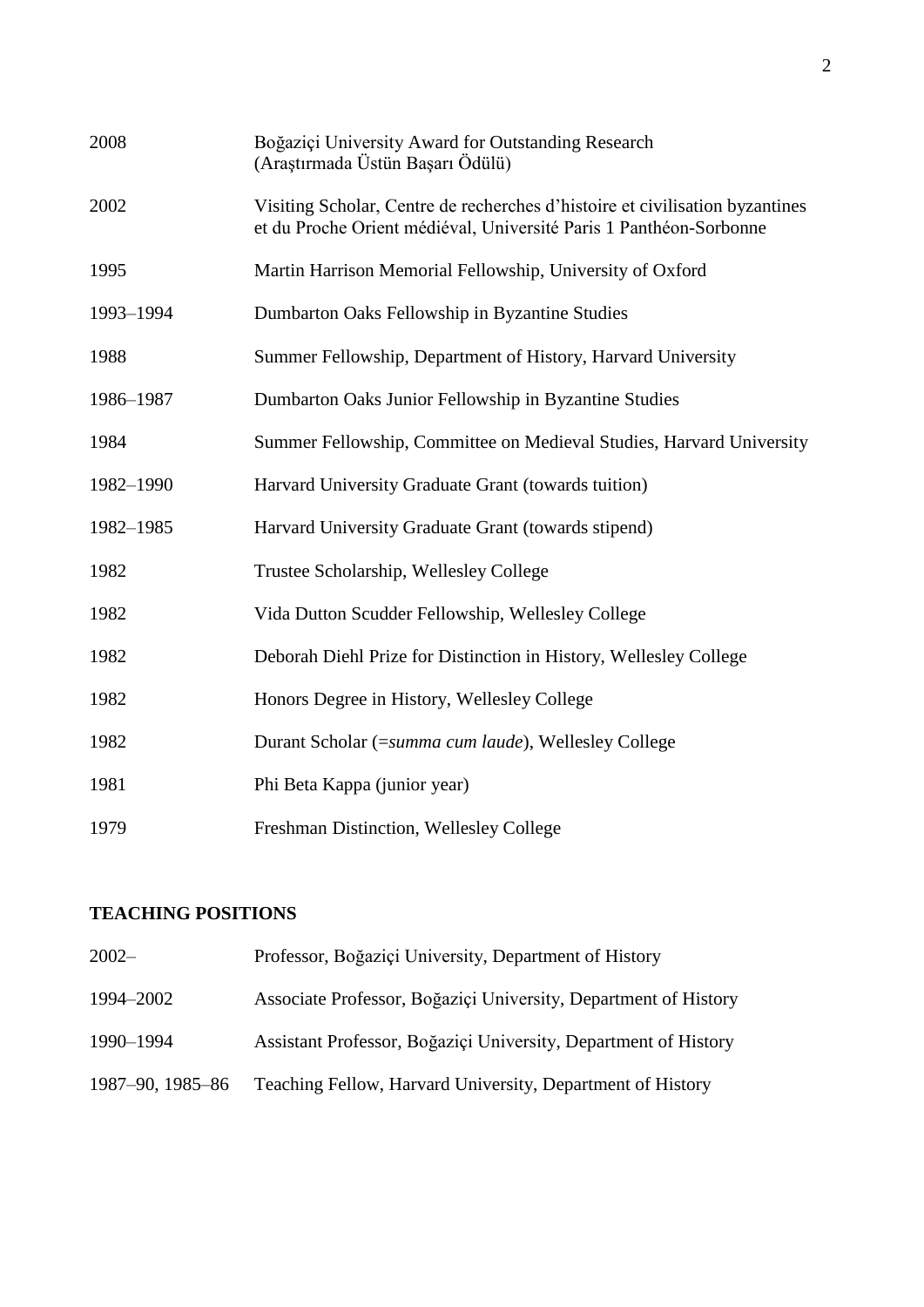| | |
|---|---|
| 2008 | Boğaziçi University Award for Outstanding Research (Araştırmada Üstün Başarı Ödülü) |
| 2002 | Visiting Scholar, Centre de recherches d'histoire et civilisation byzantines et du Proche Orient médiéval, Université Paris 1 Panthéon-Sorbonne |
| 1995 | Martin Harrison Memorial Fellowship, University of Oxford |
| 1993–1994 | Dumbarton Oaks Fellowship in Byzantine Studies |
| 1988 | Summer Fellowship, Department of History, Harvard University |
| 1986–1987 | Dumbarton Oaks Junior Fellowship in Byzantine Studies |
| 1984 | Summer Fellowship, Committee on Medieval Studies, Harvard University |
| 1982–1990 | Harvard University Graduate Grant (towards tuition) |
| 1982–1985 | Harvard University Graduate Grant (towards stipend) |
| 1982 | Trustee Scholarship, Wellesley College |
| 1982 | Vida Dutton Scudder Fellowship, Wellesley College |
| 1982 | Deborah Diehl Prize for Distinction in History, Wellesley College |
| 1982 | Honors Degree in History, Wellesley College |
| 1982 | Durant Scholar (=*summa cum laude*), Wellesley College |
| 1981 | Phi Beta Kappa (junior year) |
| 1979 | Freshman Distinction, Wellesley College |

## TEACHING POSITIONS

| | |
|---|---|
| 2002– | Professor, Boğaziçi University, Department of History |
| 1994–2002 | Associate Professor, Boğaziçi University, Department of History |
| 1990–1994 | Assistant Professor, Boğaziçi University, Department of History |
| 1987–90, 1985–86 | Teaching Fellow, Harvard University, Department of History |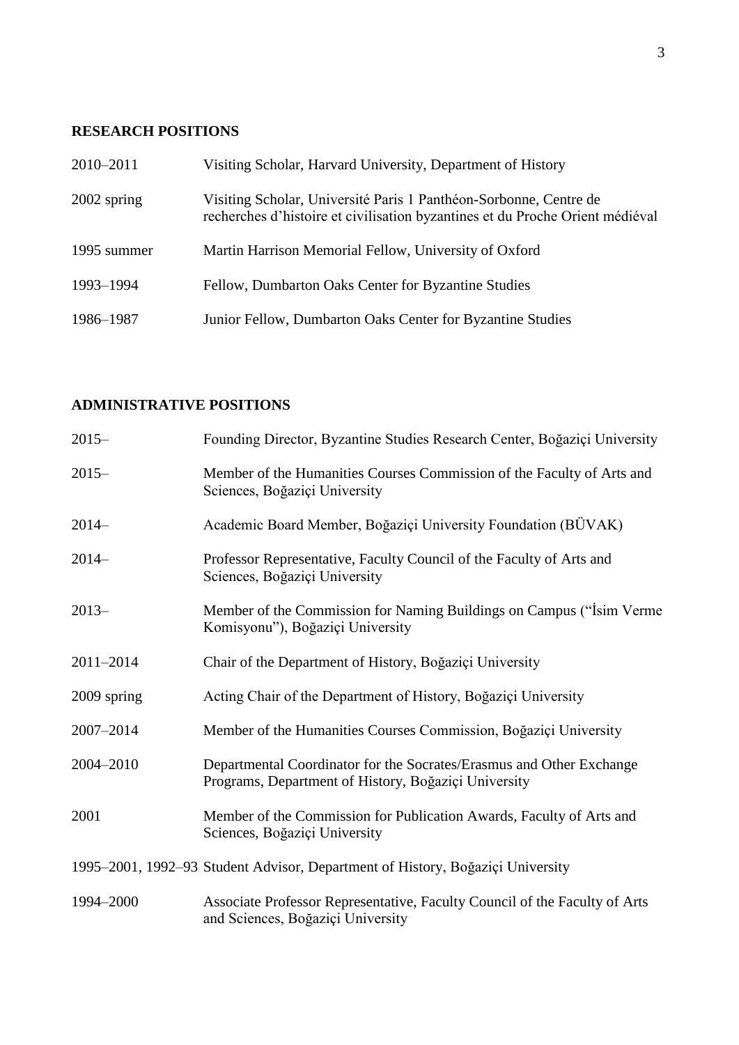## RESEARCH POSITIONS

| | |
|---|---|
| 2010–2011 | Visiting Scholar, Harvard University, Department of History |
| 2002 spring | Visiting Scholar, Université Paris 1 Panthéon-Sorbonne, Centre de recherches d'histoire et civilisation byzantines et du Proche Orient médiéval |
| 1995 summer | Martin Harrison Memorial Fellow, University of Oxford |
| 1993–1994 | Fellow, Dumbarton Oaks Center for Byzantine Studies |
| 1986–1987 | Junior Fellow, Dumbarton Oaks Center for Byzantine Studies |

## ADMINISTRATIVE POSITIONS

| | |
|---|---|
| 2015– | Founding Director, Byzantine Studies Research Center, Boğaziçi University |
| 2015– | Member of the Humanities Courses Commission of the Faculty of Arts and Sciences, Boğaziçi University |
| 2014– | Academic Board Member, Boğaziçi University Foundation (BÜVAK) |
| 2014– | Professor Representative, Faculty Council of the Faculty of Arts and Sciences, Boğaziçi University |
| 2013– | Member of the Commission for Naming Buildings on Campus ("İsim Verme Komisyonu"), Boğaziçi University |
| 2011–2014 | Chair of the Department of History, Boğaziçi University |
| 2009 spring | Acting Chair of the Department of History, Boğaziçi University |
| 2007–2014 | Member of the Humanities Courses Commission, Boğaziçi University |
| 2004–2010 | Departmental Coordinator for the Socrates/Erasmus and Other Exchange Programs, Department of History, Boğaziçi University |
| 2001 | Member of the Commission for Publication Awards, Faculty of Arts and Sciences, Boğaziçi University |
| 1995–2001, 1992–93 | Student Advisor, Department of History, Boğaziçi University |
| 1994–2000 | Associate Professor Representative, Faculty Council of the Faculty of Arts and Sciences, Boğaziçi University |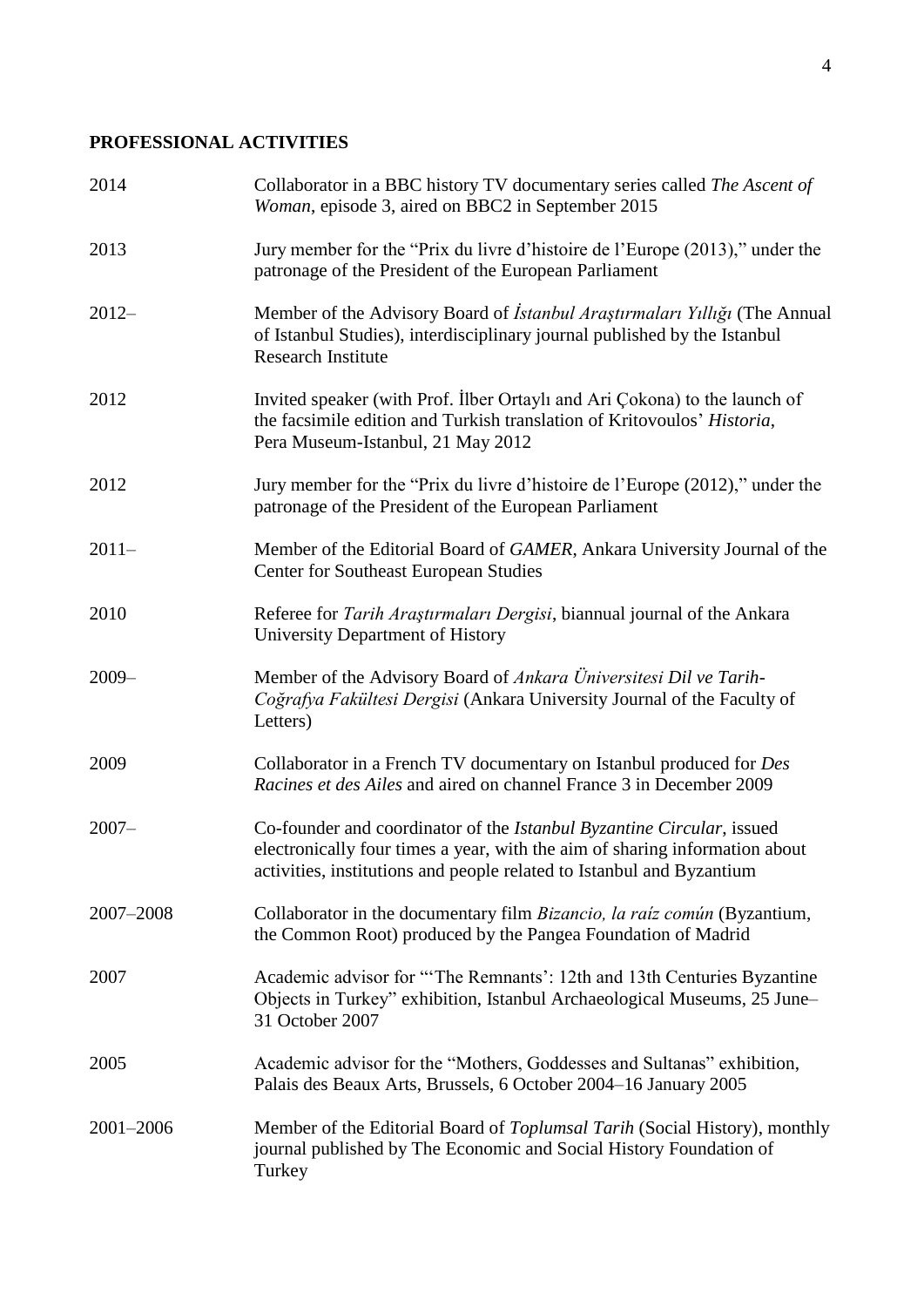## PROFESSIONAL ACTIVITIES

| | |
|---|---|
| 2014 | Collaborator in a BBC history TV documentary series called *The Ascent of Woman*, episode 3, aired on BBC2 in September 2015 |
| 2013 | Jury member for the "Prix du livre d'histoire de l'Europe (2013)," under the patronage of the President of the European Parliament |
| 2012– | Member of the Advisory Board of *İstanbul Araştırmaları Yıllığı* (The Annual of Istanbul Studies), interdisciplinary journal published by the Istanbul Research Institute |
| 2012 | Invited speaker (with Prof. İlber Ortaylı and Ari Çokona) to the launch of the facsimile edition and Turkish translation of Kritovoulos' *Historia*, Pera Museum-Istanbul, 21 May 2012 |
| 2012 | Jury member for the "Prix du livre d'histoire de l'Europe (2012)," under the patronage of the President of the European Parliament |
| 2011– | Member of the Editorial Board of *GAMER*, Ankara University Journal of the Center for Southeast European Studies |
| 2010 | Referee for *Tarih Araştırmaları Dergisi*, biannual journal of the Ankara University Department of History |
| 2009– | Member of the Advisory Board of *Ankara Üniversitesi Dil ve Tarih-Coğrafya Fakültesi Dergisi* (Ankara University Journal of the Faculty of Letters) |
| 2009 | Collaborator in a French TV documentary on Istanbul produced for *Des Racines et des Ailes* and aired on channel France 3 in December 2009 |
| 2007– | Co-founder and coordinator of the *Istanbul Byzantine Circular*, issued electronically four times a year, with the aim of sharing information about activities, institutions and people related to Istanbul and Byzantium |
| 2007–2008 | Collaborator in the documentary film *Bizancio, la raíz común* (Byzantium, the Common Root) produced by the Pangea Foundation of Madrid |
| 2007 | Academic advisor for "'The Remnants': 12th and 13th Centuries Byzantine Objects in Turkey" exhibition, Istanbul Archaeological Museums, 25 June–31 October 2007 |
| 2005 | Academic advisor for the "Mothers, Goddesses and Sultanas" exhibition, Palais des Beaux Arts, Brussels, 6 October 2004–16 January 2005 |
| 2001–2006 | Member of the Editorial Board of *Toplumsal Tarih* (Social History), monthly journal published by The Economic and Social History Foundation of Turkey |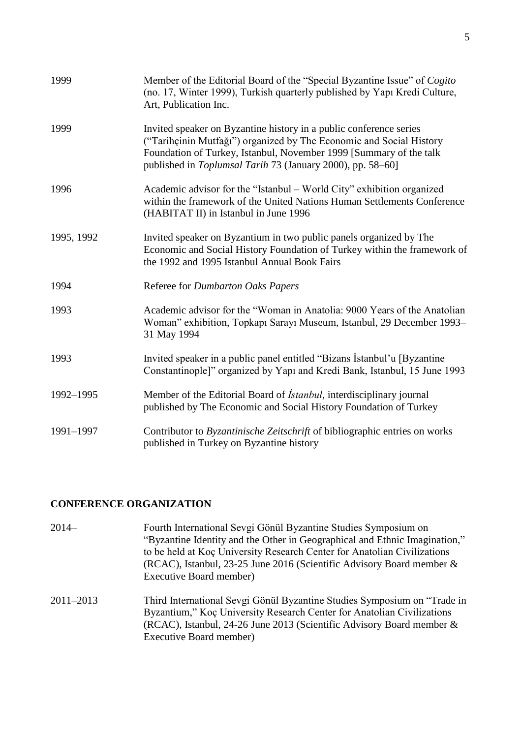| | |
|---|---|
| 1999 | Member of the Editorial Board of the "Special Byzantine Issue" of *Cogito* (no. 17, Winter 1999), Turkish quarterly published by Yapı Kredi Culture, Art, Publication Inc. |
| 1999 | Invited speaker on Byzantine history in a public conference series ("Tarihçinin Mutfağı") organized by The Economic and Social History Foundation of Turkey, Istanbul, November 1999 [Summary of the talk published in *Toplumsal Tarih* 73 (January 2000), pp. 58–60] |
| 1996 | Academic advisor for the "Istanbul – World City" exhibition organized within the framework of the United Nations Human Settlements Conference (HABITAT II) in Istanbul in June 1996 |
| 1995, 1992 | Invited speaker on Byzantium in two public panels organized by The Economic and Social History Foundation of Turkey within the framework of the 1992 and 1995 Istanbul Annual Book Fairs |
| 1994 | Referee for *Dumbarton Oaks Papers* |
| 1993 | Academic advisor for the "Woman in Anatolia: 9000 Years of the Anatolian Woman" exhibition, Topkapı Sarayı Museum, Istanbul, 29 December 1993–31 May 1994 |
| 1993 | Invited speaker in a public panel entitled "Bizans İstanbul'u [Byzantine Constantinople]" organized by Yapı and Kredi Bank, Istanbul, 15 June 1993 |
| 1992–1995 | Member of the Editorial Board of *İstanbul*, interdisciplinary journal published by The Economic and Social History Foundation of Turkey |
| 1991–1997 | Contributor to *Byzantinische Zeitschrift* of bibliographic entries on works published in Turkey on Byzantine history |

## CONFERENCE ORGANIZATION

| | |
|---|---|
| 2014– | Fourth International Sevgi Gönül Byzantine Studies Symposium on "Byzantine Identity and the Other in Geographical and Ethnic Imagination," to be held at Koç University Research Center for Anatolian Civilizations (RCAC), Istanbul, 23-25 June 2016 (Scientific Advisory Board member & Executive Board member) |
| 2011–2013 | Third International Sevgi Gönül Byzantine Studies Symposium on "Trade in Byzantium," Koç University Research Center for Anatolian Civilizations (RCAC), Istanbul, 24-26 June 2013 (Scientific Advisory Board member & Executive Board member) |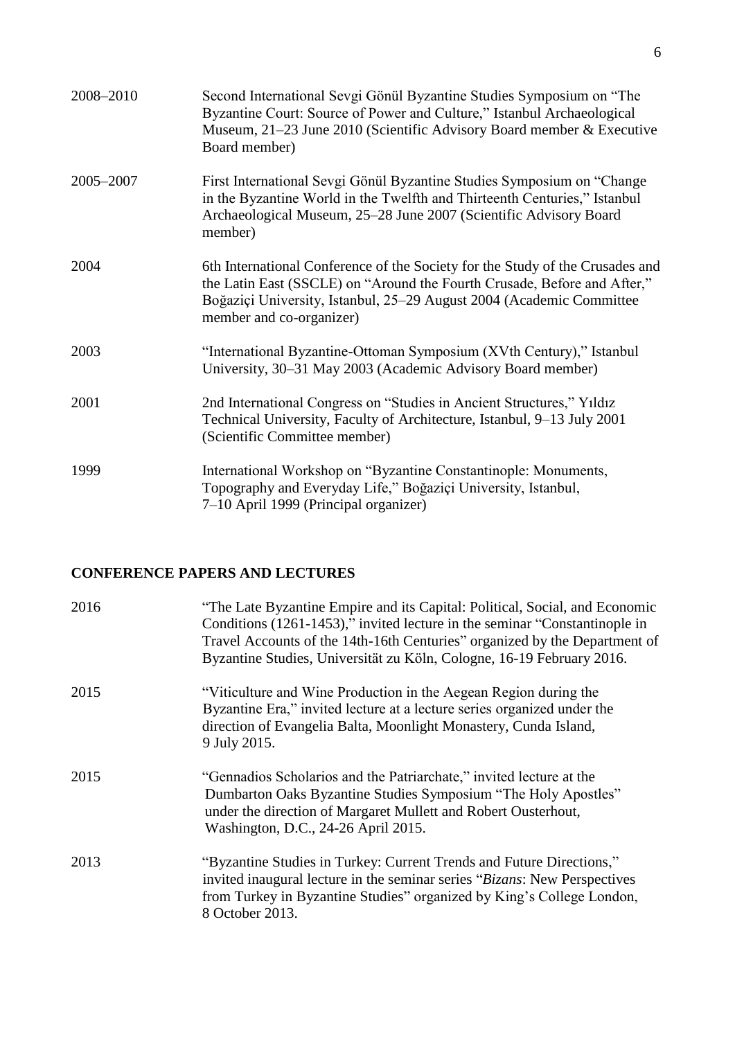2008–2010 Second International Sevgi Gönül Byzantine Studies Symposium on "The Byzantine Court: Source of Power and Culture," Istanbul Archaeological Museum, 21–23 June 2010 (Scientific Advisory Board member & Executive Board member)

2005–2007 First International Sevgi Gönül Byzantine Studies Symposium on "Change in the Byzantine World in the Twelfth and Thirteenth Centuries," Istanbul Archaeological Museum, 25–28 June 2007 (Scientific Advisory Board member)

2004 6th International Conference of the Society for the Study of the Crusades and the Latin East (SSCLE) on "Around the Fourth Crusade, Before and After," Boğaziçi University, Istanbul, 25–29 August 2004 (Academic Committee member and co-organizer)

2003 "International Byzantine-Ottoman Symposium (XVth Century)," Istanbul University, 30–31 May 2003 (Academic Advisory Board member)

2001 2nd International Congress on "Studies in Ancient Structures," Yıldız Technical University, Faculty of Architecture, Istanbul, 9–13 July 2001 (Scientific Committee member)

1999 International Workshop on "Byzantine Constantinople: Monuments, Topography and Everyday Life," Boğaziçi University, Istanbul, 7–10 April 1999 (Principal organizer)

## CONFERENCE PAPERS AND LECTURES

2016 "The Late Byzantine Empire and its Capital: Political, Social, and Economic Conditions (1261-1453)," invited lecture in the seminar "Constantinople in Travel Accounts of the 14th-16th Centuries" organized by the Department of Byzantine Studies, Universität zu Köln, Cologne, 16-19 February 2016.

2015 "Viticulture and Wine Production in the Aegean Region during the Byzantine Era," invited lecture at a lecture series organized under the direction of Evangelia Balta, Moonlight Monastery, Cunda Island, 9 July 2015.

2015 "Gennadios Scholarios and the Patriarchate," invited lecture at the Dumbarton Oaks Byzantine Studies Symposium "The Holy Apostles" under the direction of Margaret Mullett and Robert Ousterhout, Washington, D.C., 24-26 April 2015.

2013 "Byzantine Studies in Turkey: Current Trends and Future Directions," invited inaugural lecture in the seminar series "*Bizans*: New Perspectives from Turkey in Byzantine Studies" organized by King's College London, 8 October 2013.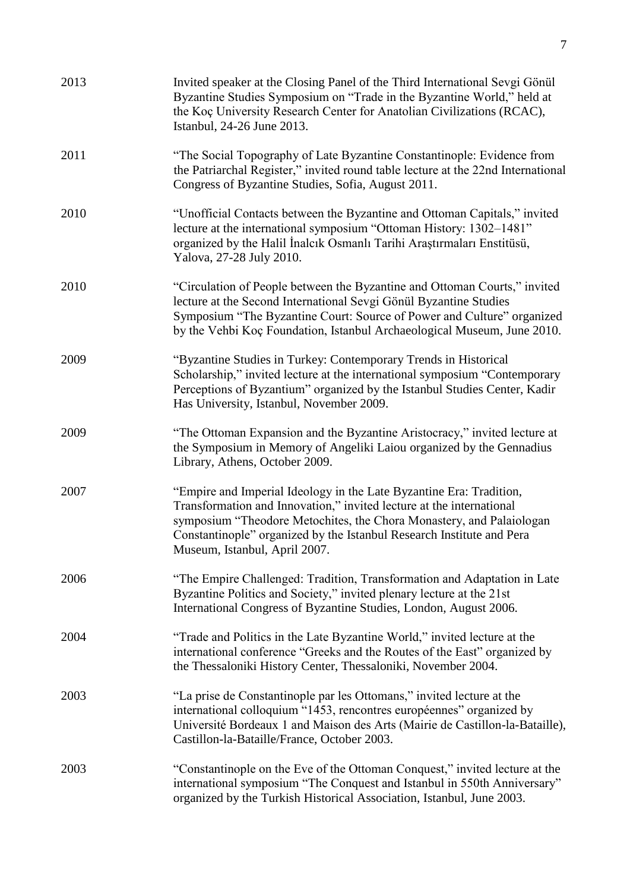2013 Invited speaker at the Closing Panel of the Third International Sevgi Gönül Byzantine Studies Symposium on "Trade in the Byzantine World," held at the Koç University Research Center for Anatolian Civilizations (RCAC), Istanbul, 24-26 June 2013.

2011 "The Social Topography of Late Byzantine Constantinople: Evidence from the Patriarchal Register," invited round table lecture at the 22nd International Congress of Byzantine Studies, Sofia, August 2011.

2010 "Unofficial Contacts between the Byzantine and Ottoman Capitals," invited lecture at the international symposium "Ottoman History: 1302–1481" organized by the Halil İnalcık Osmanlı Tarihi Araştırmaları Enstitüsü, Yalova, 27-28 July 2010.

2010 "Circulation of People between the Byzantine and Ottoman Courts," invited lecture at the Second International Sevgi Gönül Byzantine Studies Symposium "The Byzantine Court: Source of Power and Culture" organized by the Vehbi Koç Foundation, Istanbul Archaeological Museum, June 2010.

2009 "Byzantine Studies in Turkey: Contemporary Trends in Historical Scholarship," invited lecture at the international symposium "Contemporary Perceptions of Byzantium" organized by the Istanbul Studies Center, Kadir Has University, Istanbul, November 2009.

2009 "The Ottoman Expansion and the Byzantine Aristocracy," invited lecture at the Symposium in Memory of Angeliki Laiou organized by the Gennadius Library, Athens, October 2009.

2007 "Empire and Imperial Ideology in the Late Byzantine Era: Tradition, Transformation and Innovation," invited lecture at the international symposium "Theodore Metochites, the Chora Monastery, and Palaiologan Constantinople" organized by the Istanbul Research Institute and Pera Museum, Istanbul, April 2007.

2006 "The Empire Challenged: Tradition, Transformation and Adaptation in Late Byzantine Politics and Society," invited plenary lecture at the 21st International Congress of Byzantine Studies, London, August 2006.

2004 "Trade and Politics in the Late Byzantine World," invited lecture at the international conference "Greeks and the Routes of the East" organized by the Thessaloniki History Center, Thessaloniki, November 2004.

2003 "La prise de Constantinople par les Ottomans," invited lecture at the international colloquium "1453, rencontres européennes" organized by Université Bordeaux 1 and Maison des Arts (Mairie de Castillon-la-Bataille), Castillon-la-Bataille/France, October 2003.

2003 "Constantinople on the Eve of the Ottoman Conquest," invited lecture at the international symposium "The Conquest and Istanbul in 550th Anniversary" organized by the Turkish Historical Association, Istanbul, June 2003.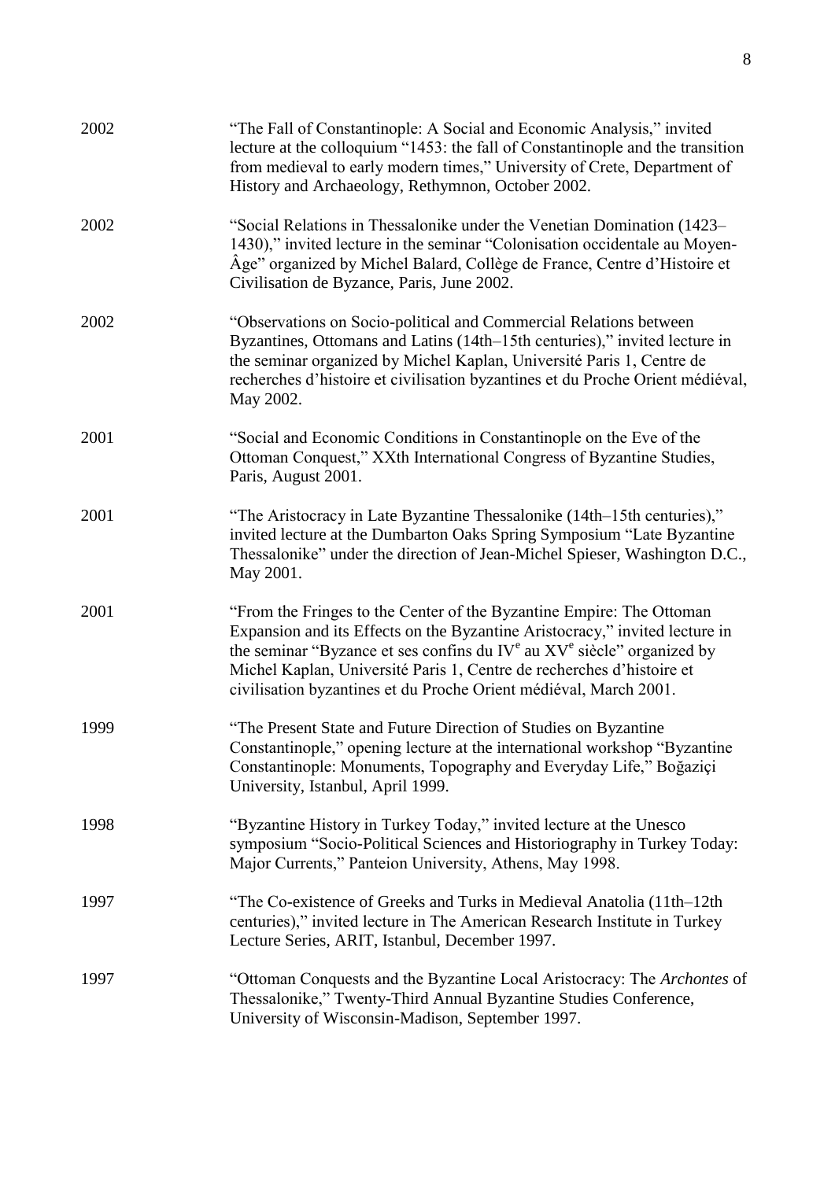2002 “The Fall of Constantinople: A Social and Economic Analysis,” invited lecture at the colloquium “1453: the fall of Constantinople and the transition from medieval to early modern times,” University of Crete, Department of History and Archaeology, Rethymnon, October 2002.

2002 “Social Relations in Thessalonike under the Venetian Domination (1423–1430),” invited lecture in the seminar “Colonisation occidentale au Moyen-Âge” organized by Michel Balard, Collège de France, Centre d’Histoire et Civilisation de Byzance, Paris, June 2002.

2002 “Observations on Socio-political and Commercial Relations between Byzantines, Ottomans and Latins (14th–15th centuries),” invited lecture in the seminar organized by Michel Kaplan, Université Paris 1, Centre de recherches d’histoire et civilisation byzantines et du Proche Orient médiéval, May 2002.

2001 “Social and Economic Conditions in Constantinople on the Eve of the Ottoman Conquest,” XXth International Congress of Byzantine Studies, Paris, August 2001.

2001 “The Aristocracy in Late Byzantine Thessalonike (14th–15th centuries),” invited lecture at the Dumbarton Oaks Spring Symposium “Late Byzantine Thessalonike” under the direction of Jean-Michel Spieser, Washington D.C., May 2001.

2001 “From the Fringes to the Center of the Byzantine Empire: The Ottoman Expansion and its Effects on the Byzantine Aristocracy,” invited lecture in the seminar “Byzance et ses confins du IV[e] au XV[e] siècle” organized by Michel Kaplan, Université Paris 1, Centre de recherches d’histoire et civilisation byzantines et du Proche Orient médiéval, March 2001.

1999 “The Present State and Future Direction of Studies on Byzantine Constantinople,” opening lecture at the international workshop “Byzantine Constantinople: Monuments, Topography and Everyday Life,” Boğaziçi University, Istanbul, April 1999.

1998 “Byzantine History in Turkey Today,” invited lecture at the Unesco symposium “Socio-Political Sciences and Historiography in Turkey Today: Major Currents,” Panteion University, Athens, May 1998.

1997 “The Co-existence of Greeks and Turks in Medieval Anatolia (11th–12th centuries),” invited lecture in The American Research Institute in Turkey Lecture Series, ARIT, Istanbul, December 1997.

1997 “Ottoman Conquests and the Byzantine Local Aristocracy: The *Archontes* of Thessalonike,” Twenty-Third Annual Byzantine Studies Conference, University of Wisconsin-Madison, September 1997.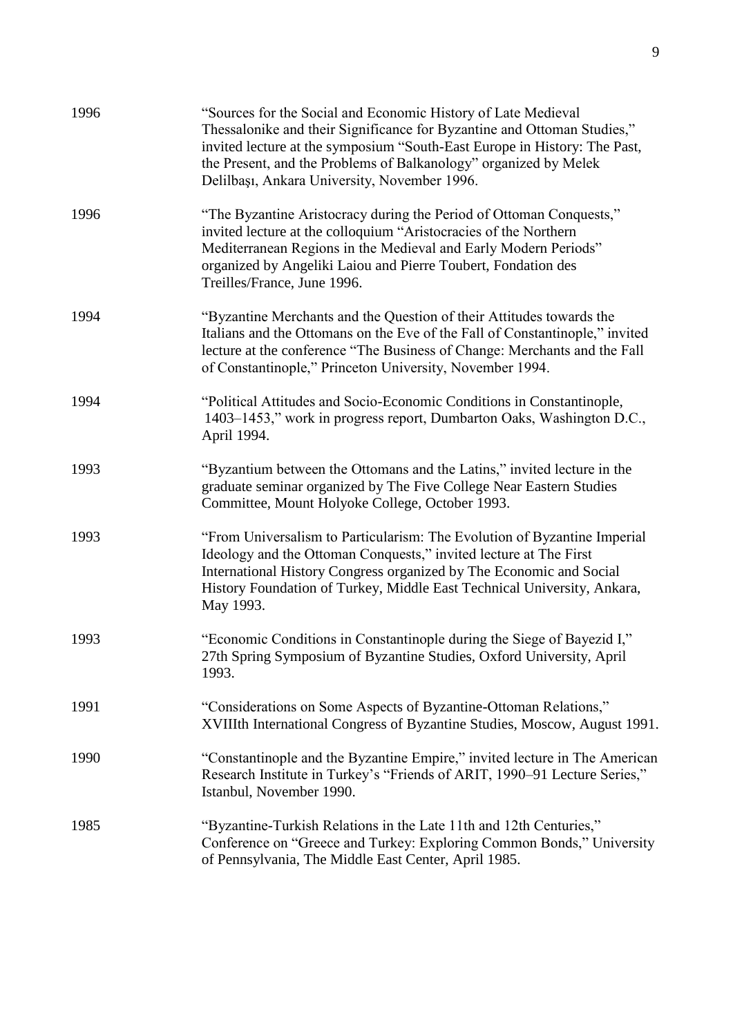1996 “Sources for the Social and Economic History of Late Medieval Thessalonike and their Significance for Byzantine and Ottoman Studies,” invited lecture at the symposium “South-East Europe in History: The Past, the Present, and the Problems of Balkanology” organized by Melek Delilbaşı, Ankara University, November 1996.

1996 “The Byzantine Aristocracy during the Period of Ottoman Conquests,” invited lecture at the colloquium “Aristocracies of the Northern Mediterranean Regions in the Medieval and Early Modern Periods” organized by Angeliki Laiou and Pierre Toubert, Fondation des Treilles/France, June 1996.

1994 “Byzantine Merchants and the Question of their Attitudes towards the Italians and the Ottomans on the Eve of the Fall of Constantinople,” invited lecture at the conference “The Business of Change: Merchants and the Fall of Constantinople,” Princeton University, November 1994.

1994 “Political Attitudes and Socio-Economic Conditions in Constantinople, 1403–1453,” work in progress report, Dumbarton Oaks, Washington D.C., April 1994.

1993 “Byzantium between the Ottomans and the Latins,” invited lecture in the graduate seminar organized by The Five College Near Eastern Studies Committee, Mount Holyoke College, October 1993.

1993 “From Universalism to Particularism: The Evolution of Byzantine Imperial Ideology and the Ottoman Conquests,” invited lecture at The First International History Congress organized by The Economic and Social History Foundation of Turkey, Middle East Technical University, Ankara, May 1993.

1993 “Economic Conditions in Constantinople during the Siege of Bayezid I,” 27th Spring Symposium of Byzantine Studies, Oxford University, April 1993.

1991 “Considerations on Some Aspects of Byzantine-Ottoman Relations,” XVIIIth International Congress of Byzantine Studies, Moscow, August 1991.

1990 “Constantinople and the Byzantine Empire,” invited lecture in The American Research Institute in Turkey’s “Friends of ARIT, 1990–91 Lecture Series,” Istanbul, November 1990.

1985 “Byzantine-Turkish Relations in the Late 11th and 12th Centuries,” Conference on “Greece and Turkey: Exploring Common Bonds,” University of Pennsylvania, The Middle East Center, April 1985.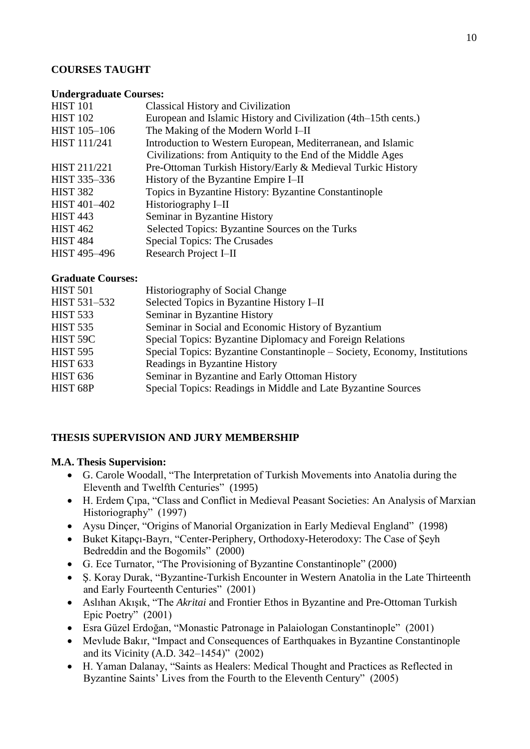## COURSES TAUGHT

### Undergraduate Courses:

| | |
|---|---|
| HIST 101 | Classical History and Civilization |
| HIST 102 | European and Islamic History and Civilization (4th–15th cents.) |
| HIST 105–106 | The Making of the Modern World I–II |
| HIST 111/241 | Introduction to Western European, Mediterranean, and Islamic Civilizations: from Antiquity to the End of the Middle Ages |
| HIST 211/221 | Pre-Ottoman Turkish History/Early & Medieval Turkic History |
| HIST 335–336 | History of the Byzantine Empire I–II |
| HIST 382 | Topics in Byzantine History: Byzantine Constantinople |
| HIST 401–402 | Historiography I–II |
| HIST 443 | Seminar in Byzantine History |
| HIST 462 | Selected Topics: Byzantine Sources on the Turks |
| HIST 484 | Special Topics: The Crusades |
| HIST 495–496 | Research Project I–II |

### Graduate Courses:

| | |
|---|---|
| HIST 501 | Historiography of Social Change |
| HIST 531–532 | Selected Topics in Byzantine History I–II |
| HIST 533 | Seminar in Byzantine History |
| HIST 535 | Seminar in Social and Economic History of Byzantium |
| HIST 59C | Special Topics: Byzantine Diplomacy and Foreign Relations |
| HIST 595 | Special Topics: Byzantine Constantinople – Society, Economy, Institutions |
| HIST 633 | Readings in Byzantine History |
| HIST 636 | Seminar in Byzantine and Early Ottoman History |
| HIST 68P | Special Topics: Readings in Middle and Late Byzantine Sources |

## THESIS SUPERVISION AND JURY MEMBERSHIP

### M.A. Thesis Supervision:

- G. Carole Woodall, "The Interpretation of Turkish Movements into Anatolia during the Eleventh and Twelfth Centuries" (1995)
- H. Erdem Çıpa, "Class and Conflict in Medieval Peasant Societies: An Analysis of Marxian Historiography" (1997)
- Aysu Dinçer, "Origins of Manorial Organization in Early Medieval England" (1998)
- Buket Kitapçı-Bayrı, "Center-Periphery, Orthodoxy-Heterodoxy: The Case of Şeyh Bedreddin and the Bogomils" (2000)
- G. Ece Turnator, "The Provisioning of Byzantine Constantinople" (2000)
- Ş. Koray Durak, "Byzantine-Turkish Encounter in Western Anatolia in the Late Thirteenth and Early Fourteenth Centuries" (2001)
- Aslıhan Akışık, "The *Akritai* and Frontier Ethos in Byzantine and Pre-Ottoman Turkish Epic Poetry" (2001)
- Esra Güzel Erdoğan, "Monastic Patronage in Palaiologan Constantinople" (2001)
- Mevlude Bakır, "Impact and Consequences of Earthquakes in Byzantine Constantinople and its Vicinity (A.D. 342–1454)" (2002)
- H. Yaman Dalanay, "Saints as Healers: Medical Thought and Practices as Reflected in Byzantine Saints' Lives from the Fourth to the Eleventh Century" (2005)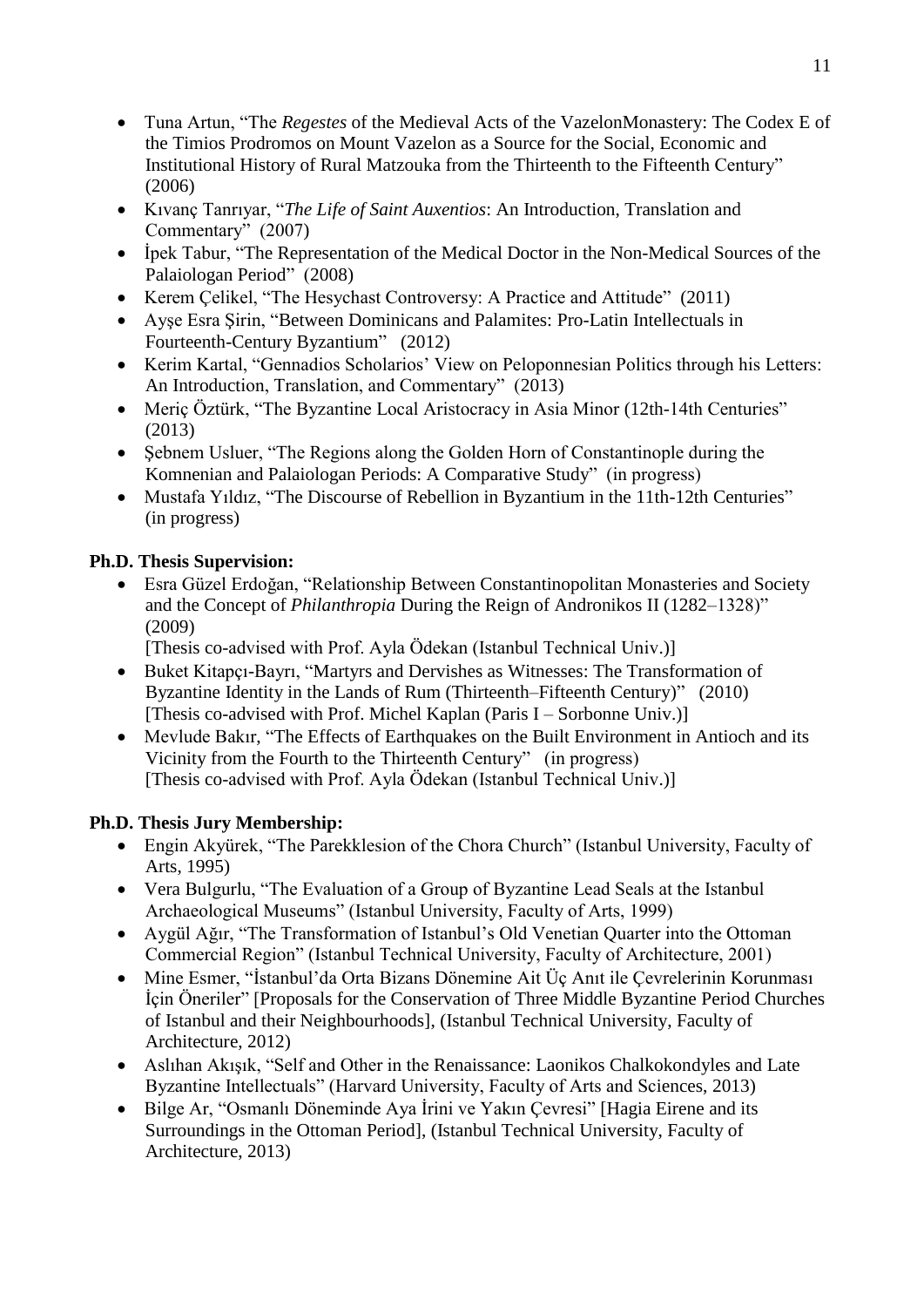- Tuna Artun, "The *Regestes* of the Medieval Acts of the VazelonMonastery: The Codex E of the Timios Prodromos on Mount Vazelon as a Source for the Social, Economic and Institutional History of Rural Matzouka from the Thirteenth to the Fifteenth Century" (2006)
- Kıvanç Tanrıyar, "*The Life of Saint Auxentios*: An Introduction, Translation and Commentary" (2007)
- İpek Tabur, "The Representation of the Medical Doctor in the Non-Medical Sources of the Palaiologan Period" (2008)
- Kerem Çelikel, "The Hesychast Controversy: A Practice and Attitude" (2011)
- Ayşe Esra Şirin, "Between Dominicans and Palamites: Pro-Latin Intellectuals in Fourteenth-Century Byzantium" (2012)
- Kerim Kartal, "Gennadios Scholarios' View on Peloponnesian Politics through his Letters: An Introduction, Translation, and Commentary" (2013)
- Meriç Öztürk, "The Byzantine Local Aristocracy in Asia Minor (12th-14th Centuries" (2013)
- Şebnem Usluer, "The Regions along the Golden Horn of Constantinople during the Komnenian and Palaiologan Periods: A Comparative Study" (in progress)
- Mustafa Yıldız, "The Discourse of Rebellion in Byzantium in the 11th-12th Centuries" (in progress)

**Ph.D. Thesis Supervision:**

- Esra Güzel Erdoğan, "Relationship Between Constantinopolitan Monasteries and Society and the Concept of *Philanthropia* During the Reign of Andronikos II (1282–1328)" (2009)
  [Thesis co-advised with Prof. Ayla Ödekan (Istanbul Technical Univ.)]
- Buket Kitapçı-Bayrı, "Martyrs and Dervishes as Witnesses: The Transformation of Byzantine Identity in the Lands of Rum (Thirteenth–Fifteenth Century)" (2010)
  [Thesis co-advised with Prof. Michel Kaplan (Paris I – Sorbonne Univ.)]
- Mevlude Bakır, "The Effects of Earthquakes on the Built Environment in Antioch and its Vicinity from the Fourth to the Thirteenth Century" (in progress)
  [Thesis co-advised with Prof. Ayla Ödekan (Istanbul Technical Univ.)]

**Ph.D. Thesis Jury Membership:**

- Engin Akyürek, "The Parekklesion of the Chora Church" (Istanbul University, Faculty of Arts, 1995)
- Vera Bulgurlu, "The Evaluation of a Group of Byzantine Lead Seals at the Istanbul Archaeological Museums" (Istanbul University, Faculty of Arts, 1999)
- Aygül Ağır, "The Transformation of Istanbul's Old Venetian Quarter into the Ottoman Commercial Region" (Istanbul Technical University, Faculty of Architecture, 2001)
- Mine Esmer, "İstanbul'da Orta Bizans Dönemine Ait Üç Anıt ile Çevrelerinin Korunması İçin Öneriler" [Proposals for the Conservation of Three Middle Byzantine Period Churches of Istanbul and their Neighbourhoods], (Istanbul Technical University, Faculty of Architecture, 2012)
- Aslıhan Akışık, "Self and Other in the Renaissance: Laonikos Chalkokondyles and Late Byzantine Intellectuals" (Harvard University, Faculty of Arts and Sciences, 2013)
- Bilge Ar, "Osmanlı Döneminde Aya İrini ve Yakın Çevresi" [Hagia Eirene and its Surroundings in the Ottoman Period], (Istanbul Technical University, Faculty of Architecture, 2013)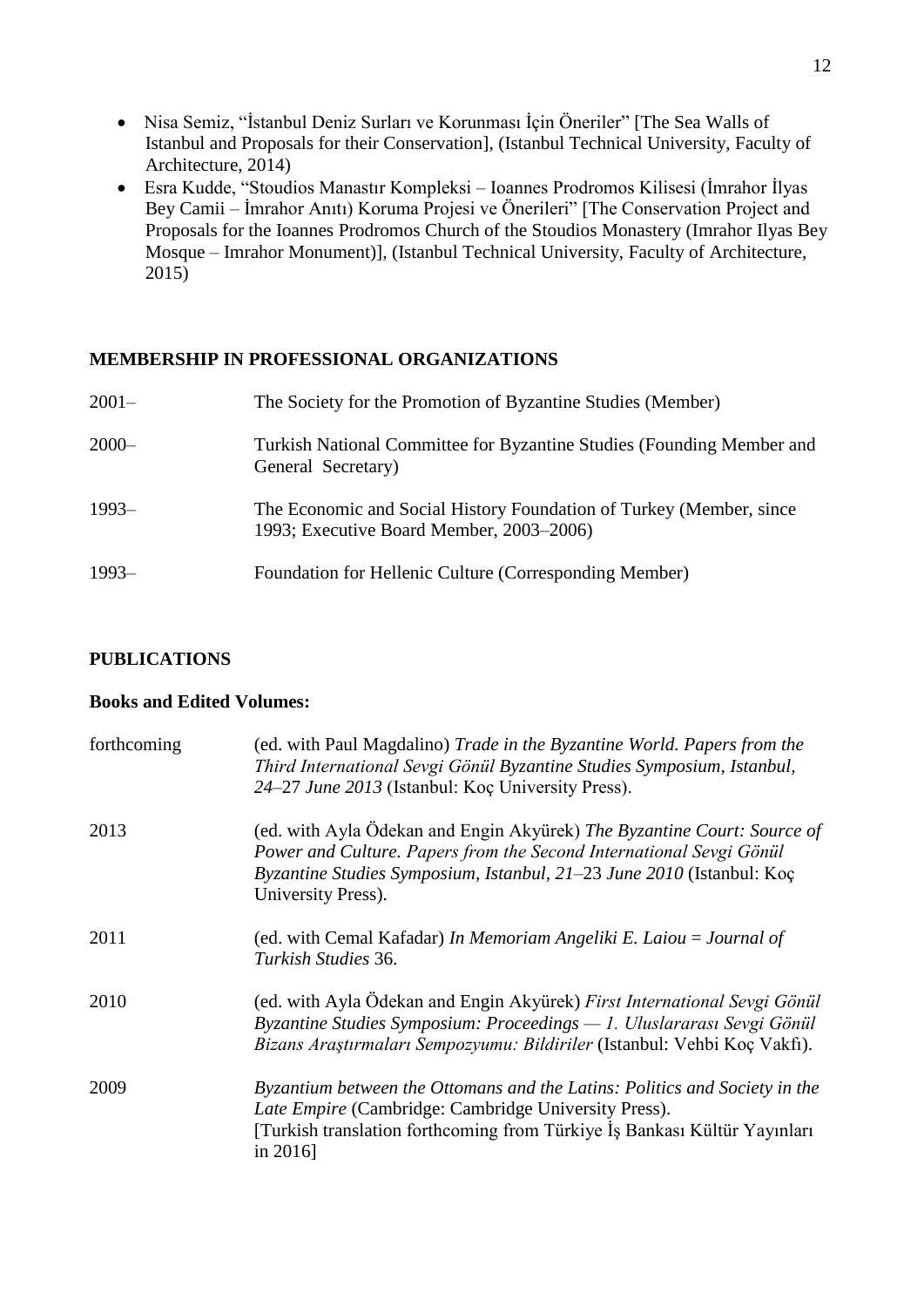- Nisa Semiz, "İstanbul Deniz Surları ve Korunması İçin Öneriler" [The Sea Walls of Istanbul and Proposals for their Conservation], (Istanbul Technical University, Faculty of Architecture, 2014)
- Esra Kudde, "Stoudios Manastır Kompleksi – Ioannes Prodromos Kilisesi (İmrahor İlyas Bey Camii – İmrahor Anıtı) Koruma Projesi ve Önerileri" [The Conservation Project and Proposals for the Ioannes Prodromos Church of the Stoudios Monastery (Imrahor Ilyas Bey Mosque – Imrahor Monument)], (Istanbul Technical University, Faculty of Architecture, 2015)

## MEMBERSHIP IN PROFESSIONAL ORGANIZATIONS

| | |
|---|---|
| 2001– | The Society for the Promotion of Byzantine Studies (Member) |
| 2000– | Turkish National Committee for Byzantine Studies (Founding Member and General Secretary) |
| 1993– | The Economic and Social History Foundation of Turkey (Member, since 1993; Executive Board Member, 2003–2006) |
| 1993– | Foundation for Hellenic Culture (Corresponding Member) |

## PUBLICATIONS

### Books and Edited Volumes:

| | |
|---|---|
| forthcoming | (ed. with Paul Magdalino) *Trade in the Byzantine World. Papers from the Third International Sevgi Gönül Byzantine Studies Symposium, Istanbul, 24*–27 *June 2013* (Istanbul: Koç University Press). |
| 2013 | (ed. with Ayla Ödekan and Engin Akyürek) *The Byzantine Court: Source of Power and Culture. Papers from the Second International Sevgi Gönül Byzantine Studies Symposium, Istanbul, 21*–23 *June 2010* (Istanbul: Koç University Press). |
| 2011 | (ed. with Cemal Kafadar) *In Memoriam Angeliki E. Laiou* = *Journal of Turkish Studies* 36. |
| 2010 | (ed. with Ayla Ödekan and Engin Akyürek) *First International Sevgi Gönül Byzantine Studies Symposium: Proceedings — 1. Uluslararası Sevgi Gönül Bizans Araştırmaları Sempozyumu: Bildiriler* (Istanbul: Vehbi Koç Vakfı). |
| 2009 | *Byzantium between the Ottomans and the Latins: Politics and Society in the Late Empire* (Cambridge: Cambridge University Press). [Turkish translation forthcoming from Türkiye İş Bankası Kültür Yayınları in 2016] |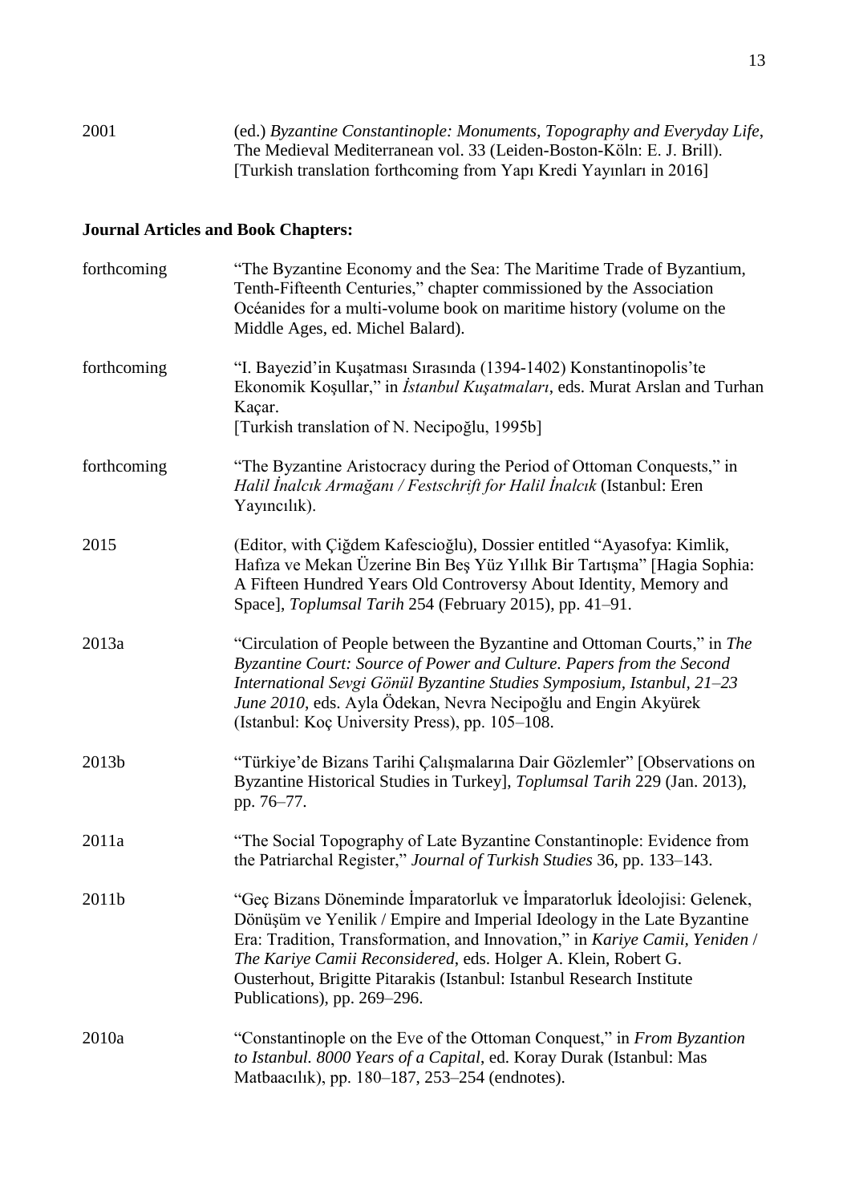2001 (ed.) *Byzantine Constantinople: Monuments, Topography and Everyday Life*, The Medieval Mediterranean vol. 33 (Leiden-Boston-Köln: E. J. Brill). [Turkish translation forthcoming from Yapı Kredi Yayınları in 2016]

**Journal Articles and Book Chapters:**

forthcoming "The Byzantine Economy and the Sea: The Maritime Trade of Byzantium, Tenth-Fifteenth Centuries," chapter commissioned by the Association Océanides for a multi-volume book on maritime history (volume on the Middle Ages, ed. Michel Balard).

forthcoming "I. Bayezid'in Kuşatması Sırasında (1394-1402) Konstantinopolis'te Ekonomik Koşullar," in *İstanbul Kuşatmaları*, eds. Murat Arslan and Turhan Kaçar.
[Turkish translation of N. Necipoğlu, 1995b]

forthcoming "The Byzantine Aristocracy during the Period of Ottoman Conquests," in *Halil İnalcık Armağanı / Festschrift for Halil İnalcık* (Istanbul: Eren Yayıncılık).

2015 (Editor, with Çiğdem Kafescioğlu), Dossier entitled "Ayasofya: Kimlik, Hafıza ve Mekan Üzerine Bin Beş Yüz Yıllık Bir Tartışma" [Hagia Sophia: A Fifteen Hundred Years Old Controversy About Identity, Memory and Space], *Toplumsal Tarih* 254 (February 2015), pp. 41–91.

2013a "Circulation of People between the Byzantine and Ottoman Courts," in *The Byzantine Court: Source of Power and Culture. Papers from the Second International Sevgi Gönül Byzantine Studies Symposium, Istanbul, 21–23 June 2010*, eds. Ayla Ödekan, Nevra Necipoğlu and Engin Akyürek (Istanbul: Koç University Press), pp. 105–108.

2013b "Türkiye'de Bizans Tarihi Çalışmalarına Dair Gözlemler" [Observations on Byzantine Historical Studies in Turkey], *Toplumsal Tarih* 229 (Jan. 2013), pp. 76–77.

2011a "The Social Topography of Late Byzantine Constantinople: Evidence from the Patriarchal Register," *Journal of Turkish Studies* 36, pp. 133–143.

2011b "Geç Bizans Döneminde İmparatorluk ve İmparatorluk İdeolojisi: Gelenek, Dönüşüm ve Yenilik / Empire and Imperial Ideology in the Late Byzantine Era: Tradition, Transformation, and Innovation," in *Kariye Camii, Yeniden / The Kariye Camii Reconsidered*, eds. Holger A. Klein, Robert G. Ousterhout, Brigitte Pitarakis (Istanbul: Istanbul Research Institute Publications), pp. 269–296.

2010a "Constantinople on the Eve of the Ottoman Conquest," in *From Byzantion to Istanbul. 8000 Years of a Capital*, ed. Koray Durak (Istanbul: Mas Matbaacılık), pp. 180–187, 253–254 (endnotes).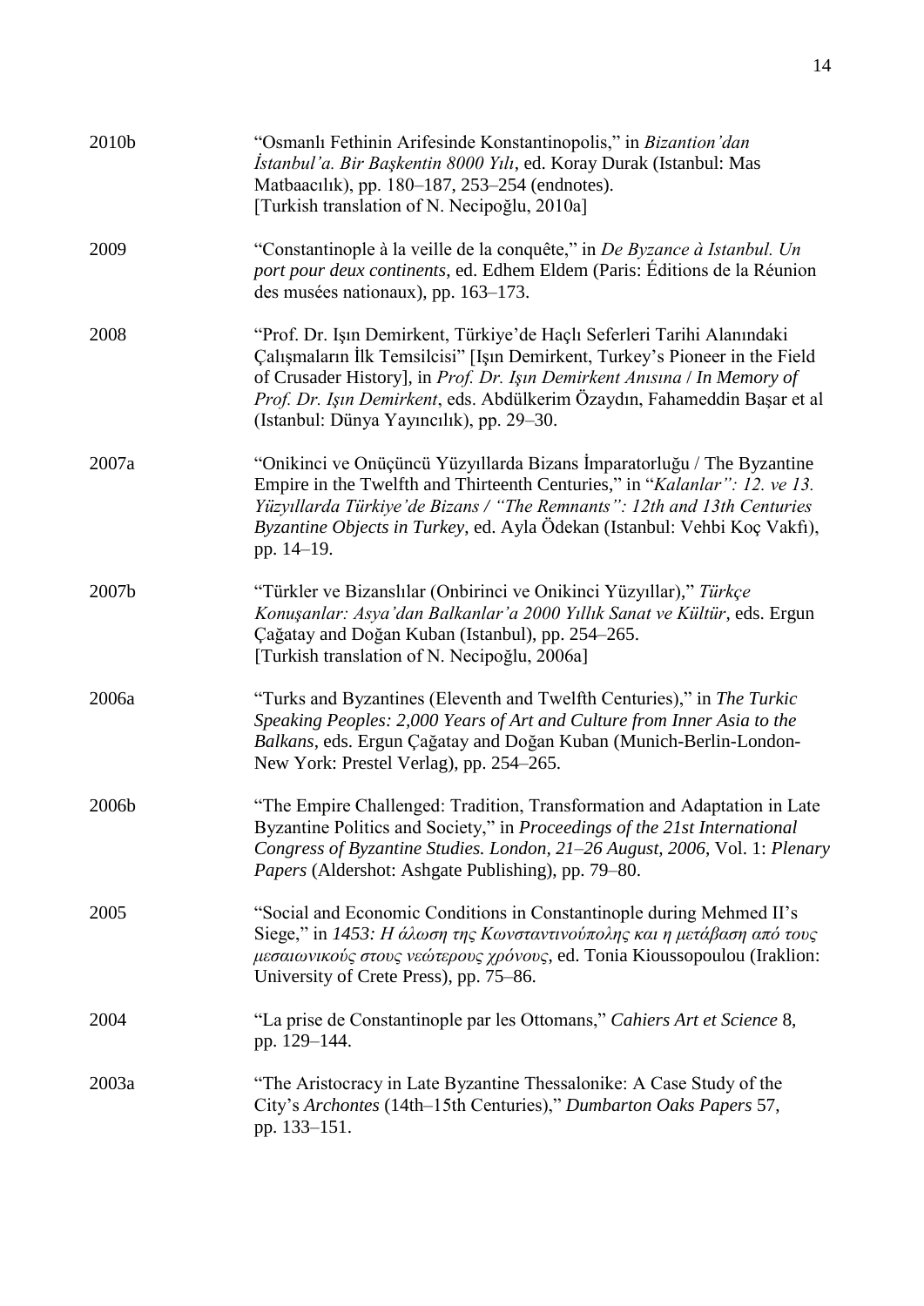| | |
|---|---|
| 2010b | "Osmanlı Fethinin Arifesinde Konstantinopolis," in *Bizantion'dan İstanbul'a. Bir Başkentin 8000 Yılı*, ed. Koray Durak (Istanbul: Mas Matbaacılık), pp. 180–187, 253–254 (endnotes). [Turkish translation of N. Necipoğlu, 2010a] |
| 2009 | "Constantinople à la veille de la conquête," in *De Byzance à Istanbul. Un port pour deux continents*, ed. Edhem Eldem (Paris: Éditions de la Réunion des musées nationaux), pp. 163–173. |
| 2008 | "Prof. Dr. Işın Demirkent, Türkiye'de Haçlı Seferleri Tarihi Alanındaki Çalışmaların İlk Temsilcisi" [Işın Demirkent, Turkey's Pioneer in the Field of Crusader History], in *Prof. Dr. Işın Demirkent Anısına / In Memory of Prof. Dr. Işın Demirkent*, eds. Abdülkerim Özaydın, Fahameddin Başar et al (Istanbul: Dünya Yayıncılık), pp. 29–30. |
| 2007a | "Onikinci ve Onüçüncü Yüzyıllarda Bizans İmparatorluğu / The Byzantine Empire in the Twelfth and Thirteenth Centuries," in "*Kalanlar": 12. ve 13. Yüzyıllarda Türkiye'de Bizans / "The Remnants": 12th and 13th Centuries Byzantine Objects in Turkey*, ed. Ayla Ödekan (Istanbul: Vehbi Koç Vakfı), pp. 14–19. |
| 2007b | "Türkler ve Bizanslılar (Onbirinci ve Onikinci Yüzyıllar)," *Türkçe Konuşanlar: Asya'dan Balkanlar'a 2000 Yıllık Sanat ve Kültür*, eds. Ergun Çağatay and Doğan Kuban (Istanbul), pp. 254–265. [Turkish translation of N. Necipoğlu, 2006a] |
| 2006a | "Turks and Byzantines (Eleventh and Twelfth Centuries)," in *The Turkic Speaking Peoples: 2,000 Years of Art and Culture from Inner Asia to the Balkans*, eds. Ergun Çağatay and Doğan Kuban (Munich-Berlin-London-New York: Prestel Verlag), pp. 254–265. |
| 2006b | "The Empire Challenged: Tradition, Transformation and Adaptation in Late Byzantine Politics and Society," in *Proceedings of the 21st International Congress of Byzantine Studies. London, 21–26 August, 2006*, Vol. 1: *Plenary Papers* (Aldershot: Ashgate Publishing), pp. 79–80. |
| 2005 | "Social and Economic Conditions in Constantinople during Mehmed II's Siege," in *1453: Η άλωση της Κωνσταντινούπολης και η μετάβαση από τους μεσαιωνικούς στους νεώτερους χρόνους*, ed. Tonia Kioussopoulou (Iraklion: University of Crete Press), pp. 75–86. |
| 2004 | "La prise de Constantinople par les Ottomans," *Cahiers Art et Science* 8, pp. 129–144. |
| 2003a | "The Aristocracy in Late Byzantine Thessalonike: A Case Study of the City's *Archontes* (14th–15th Centuries)," *Dumbarton Oaks Papers* 57, pp. 133–151. |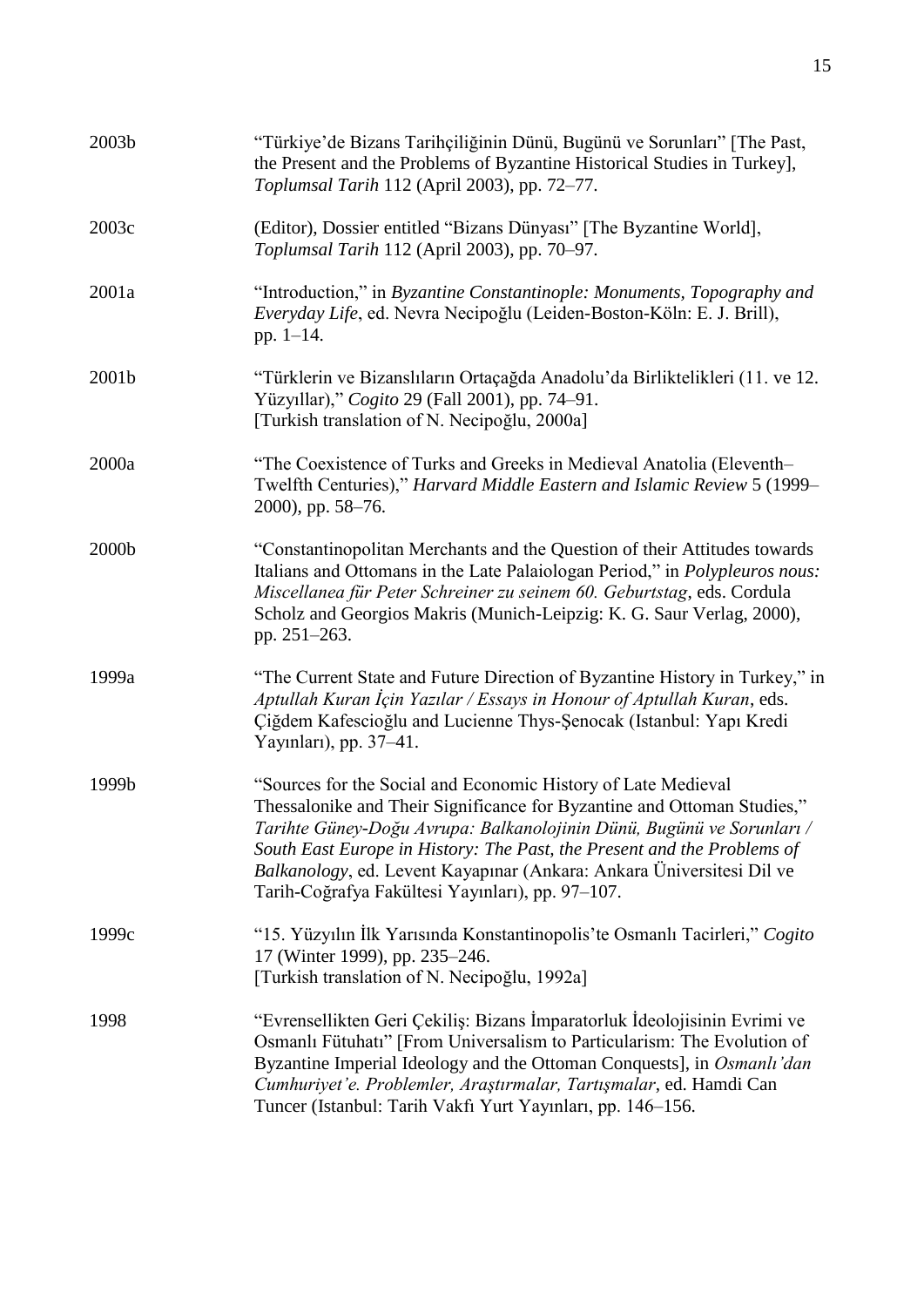2003b "Türkiye'de Bizans Tarihçiliğinin Dünü, Bugünü ve Sorunları" [The Past, the Present and the Problems of Byzantine Historical Studies in Turkey], *Toplumsal Tarih* 112 (April 2003), pp. 72–77.

2003c (Editor), Dossier entitled "Bizans Dünyası" [The Byzantine World], *Toplumsal Tarih* 112 (April 2003), pp. 70–97.

2001a "Introduction," in *Byzantine Constantinople: Monuments, Topography and Everyday Life*, ed. Nevra Necipoğlu (Leiden-Boston-Köln: E. J. Brill), pp. 1–14.

2001b "Türklerin ve Bizanslıların Ortaçağda Anadolu'da Birliktelikleri (11. ve 12. Yüzyıllar)," *Cogito* 29 (Fall 2001), pp. 74–91.
[Turkish translation of N. Necipoğlu, 2000a]

2000a "The Coexistence of Turks and Greeks in Medieval Anatolia (Eleventh–Twelfth Centuries)," *Harvard Middle Eastern and Islamic Review* 5 (1999–2000), pp. 58–76.

2000b "Constantinopolitan Merchants and the Question of their Attitudes towards Italians and Ottomans in the Late Palaiologan Period," in *Polypleuros nous: Miscellanea für Peter Schreiner zu seinem 60. Geburtstag*, eds. Cordula Scholz and Georgios Makris (Munich-Leipzig: K. G. Saur Verlag, 2000), pp. 251–263.

1999a "The Current State and Future Direction of Byzantine History in Turkey," in *Aptullah Kuran İçin Yazılar / Essays in Honour of Aptullah Kuran*, eds. Çiğdem Kafescioğlu and Lucienne Thys-Şenocak (Istanbul: Yapı Kredi Yayınları), pp. 37–41.

1999b "Sources for the Social and Economic History of Late Medieval Thessalonike and Their Significance for Byzantine and Ottoman Studies," *Tarihte Güney-Doğu Avrupa: Balkanolojinin Dünü, Bugünü ve Sorunları / South East Europe in History: The Past, the Present and the Problems of Balkanology*, ed. Levent Kayapınar (Ankara: Ankara Üniversitesi Dil ve Tarih-Coğrafya Fakültesi Yayınları), pp. 97–107.

1999c "15. Yüzyılın İlk Yarısında Konstantinopolis'te Osmanlı Tacirleri," *Cogito* 17 (Winter 1999), pp. 235–246.
[Turkish translation of N. Necipoğlu, 1992a]

1998 "Evrensellikten Geri Çekiliş: Bizans İmparatorluk İdeolojisinin Evrimi ve Osmanlı Fütuhatı" [From Universalism to Particularism: The Evolution of Byzantine Imperial Ideology and the Ottoman Conquests], in *Osmanlı'dan Cumhuriyet'e. Problemler, Araştırmalar, Tartışmalar*, ed. Hamdi Can Tuncer (Istanbul: Tarih Vakfı Yurt Yayınları, pp. 146–156.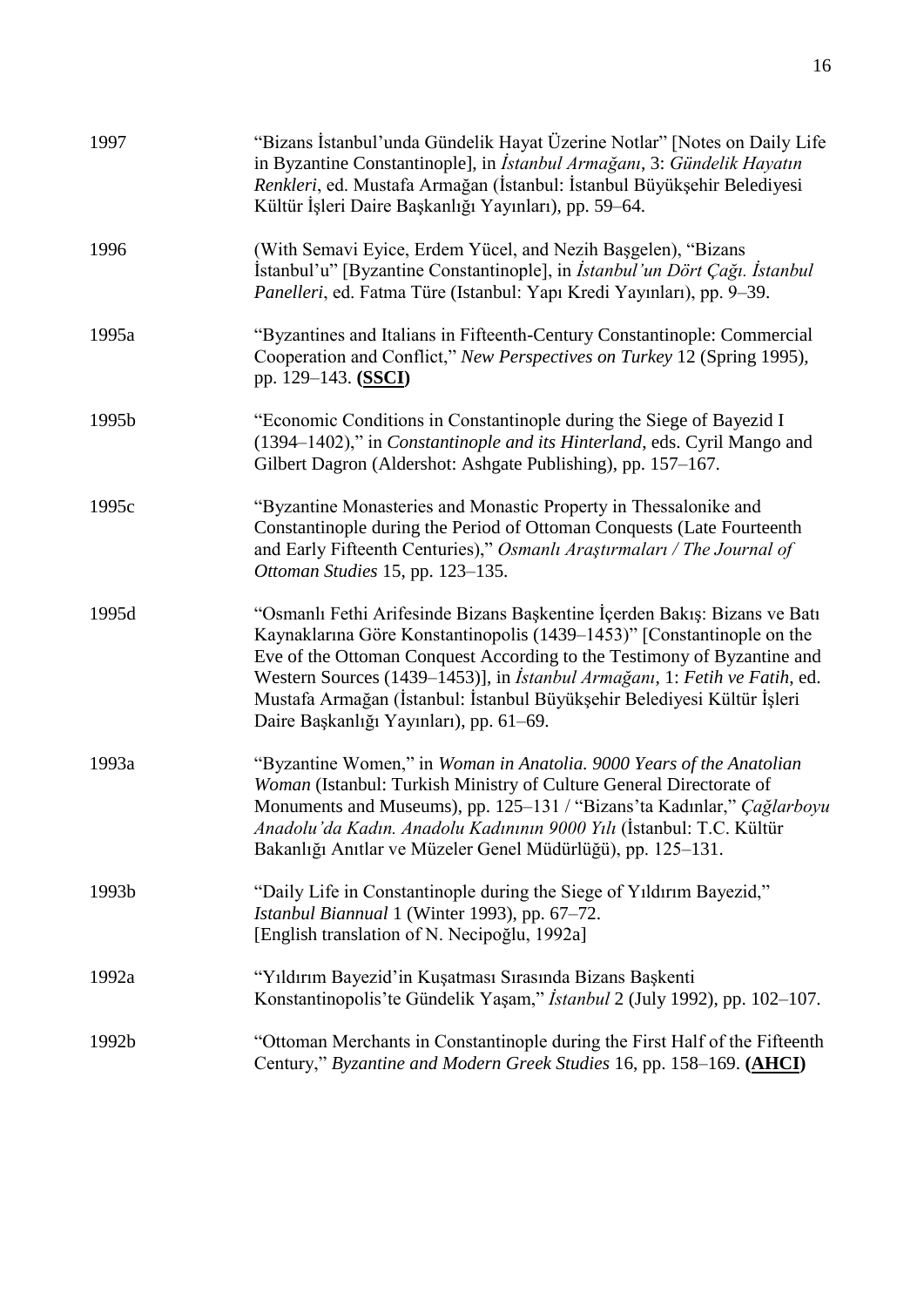| | |
|---|---|
| 1997 | "Bizans İstanbul'unda Gündelik Hayat Üzerine Notlar" [Notes on Daily Life in Byzantine Constantinople], in *İstanbul Armağanı*, 3: *Gündelik Hayatın Renkleri*, ed. Mustafa Armağan (İstanbul: İstanbul Büyükşehir Belediyesi Kültür İşleri Daire Başkanlığı Yayınları), pp. 59–64. |
| 1996 | (With Semavi Eyice, Erdem Yücel, and Nezih Başgelen), "Bizans İstanbul'u" [Byzantine Constantinople], in *İstanbul'un Dört Çağı. İstanbul Panelleri*, ed. Fatma Türe (Istanbul: Yapı Kredi Yayınları), pp. 9–39. |
| 1995a | "Byzantines and Italians in Fifteenth-Century Constantinople: Commercial Cooperation and Conflict," *New Perspectives on Turkey* 12 (Spring 1995), pp. 129–143. **(SSCI)** |
| 1995b | "Economic Conditions in Constantinople during the Siege of Bayezid I (1394–1402)," in *Constantinople and its Hinterland*, eds. Cyril Mango and Gilbert Dagron (Aldershot: Ashgate Publishing), pp. 157–167. |
| 1995c | "Byzantine Monasteries and Monastic Property in Thessalonike and Constantinople during the Period of Ottoman Conquests (Late Fourteenth and Early Fifteenth Centuries)," *Osmanlı Araştırmaları / The Journal of Ottoman Studies* 15, pp. 123–135. |
| 1995d | "Osmanlı Fethi Arifesinde Bizans Başkentine İçerden Bakış: Bizans ve Batı Kaynaklarına Göre Konstantinopolis (1439–1453)" [Constantinople on the Eve of the Ottoman Conquest According to the Testimony of Byzantine and Western Sources (1439–1453)], in *İstanbul Armağanı*, 1: *Fetih ve Fatih*, ed. Mustafa Armağan (İstanbul: İstanbul Büyükşehir Belediyesi Kültür İşleri Daire Başkanlığı Yayınları), pp. 61–69. |
| 1993a | "Byzantine Women," in *Woman in Anatolia. 9000 Years of the Anatolian Woman* (Istanbul: Turkish Ministry of Culture General Directorate of Monuments and Museums), pp. 125–131 / "Bizans'ta Kadınlar," *Çağlarboyu Anadolu'da Kadın. Anadolu Kadınının 9000 Yılı* (İstanbul: T.C. Kültür Bakanlığı Anıtlar ve Müzeler Genel Müdürlüğü), pp. 125–131. |
| 1993b | "Daily Life in Constantinople during the Siege of Yıldırım Bayezid," *Istanbul Biannual* 1 (Winter 1993), pp. 67–72. [English translation of N. Necipoğlu, 1992a] |
| 1992a | "Yıldırım Bayezid'in Kuşatması Sırasında Bizans Başkenti Konstantinopolis'te Gündelik Yaşam," *İstanbul* 2 (July 1992), pp. 102–107. |
| 1992b | "Ottoman Merchants in Constantinople during the First Half of the Fifteenth Century," *Byzantine and Modern Greek Studies* 16, pp. 158–169. **(AHCI)** |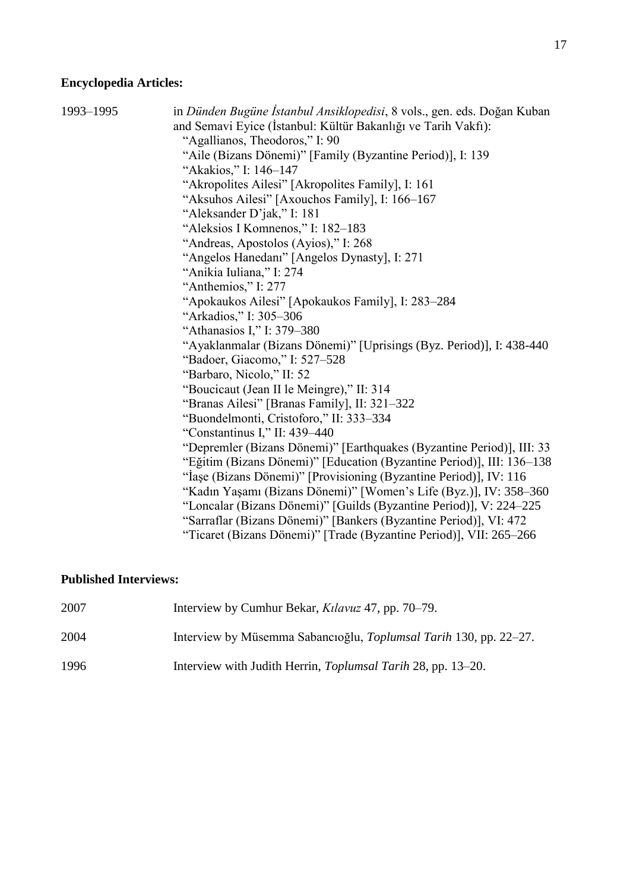**Encyclopedia Articles:**

1993–1995 in *Dünden Bugüne İstanbul Ansiklopedisi*, 8 vols., gen. eds. Doğan Kuban and Semavi Eyice (İstanbul: Kültür Bakanlığı ve Tarih Vakfı):

- "Agallianos, Theodoros," I: 90
- "Aile (Bizans Dönemi)" [Family (Byzantine Period)], I: 139
- "Akakios," I: 146–147
- "Akropolites Ailesi" [Akropolites Family], I: 161
- "Aksuhos Ailesi" [Axouchos Family], I: 166–167
- "Aleksander D'jak," I: 181
- "Aleksios I Komnenos," I: 182–183
- "Andreas, Apostolos (Ayios)," I: 268
- "Angelos Hanedanı" [Angelos Dynasty], I: 271
- "Anikia Iuliana," I: 274
- "Anthemios," I: 277
- "Apokaukos Ailesi" [Apokaukos Family], I: 283–284
- "Arkadios," I: 305–306
- "Athanasios I," I: 379–380
- "Ayaklanmalar (Bizans Dönemi)" [Uprisings (Byz. Period)], I: 438-440
- "Badoer, Giacomo," I: 527–528
- "Barbaro, Nicolo," II: 52
- "Boucicaut (Jean II le Meingre)," II: 314
- "Branas Ailesi" [Branas Family], II: 321–322
- "Buondelmonti, Cristoforo," II: 333–334
- "Constantinus I," II: 439–440
- "Depremler (Bizans Dönemi)" [Earthquakes (Byzantine Period)], III: 33
- "Eğitim (Bizans Dönemi)" [Education (Byzantine Period)], III: 136–138
- "İaşe (Bizans Dönemi)" [Provisioning (Byzantine Period)], IV: 116
- "Kadın Yaşamı (Bizans Dönemi)" [Women's Life (Byz.)], IV: 358–360
- "Loncalar (Bizans Dönemi)" [Guilds (Byzantine Period)], V: 224–225
- "Sarraflar (Bizans Dönemi)" [Bankers (Byzantine Period)], VI: 472
- "Ticaret (Bizans Dönemi)" [Trade (Byzantine Period)], VII: 265–266

**Published Interviews:**

2007 Interview by Cumhur Bekar, *Kılavuz* 47, pp. 70–79.

2004 Interview by Müsemma Sabancıoğlu, *Toplumsal Tarih* 130, pp. 22–27.

1996 Interview with Judith Herrin, *Toplumsal Tarih* 28, pp. 13–20.